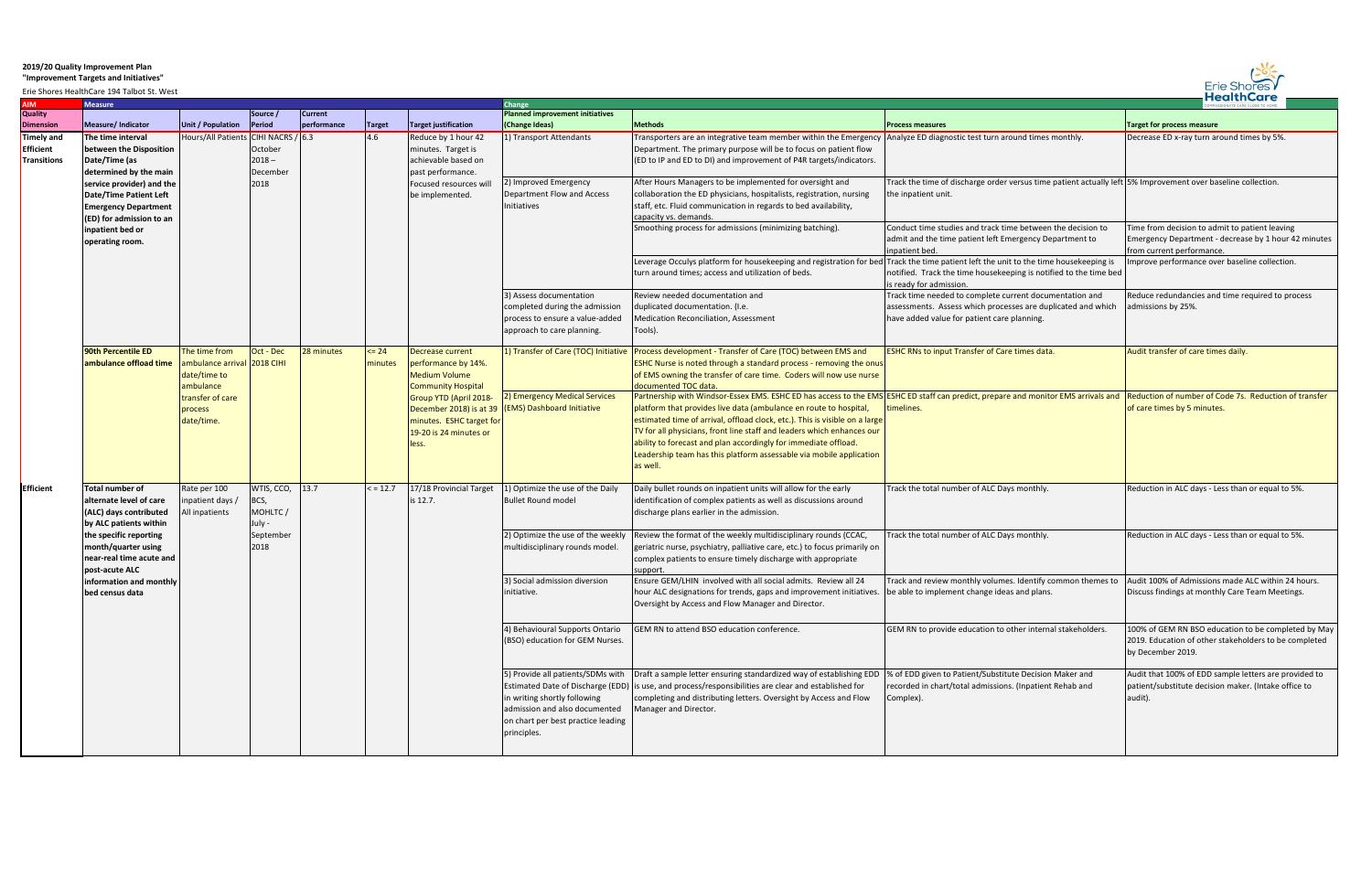**2019/20 Quality Improvement Plan**
**"Improvement Targets and Initiatives"**

Erie Shores HealthCare 194 Talbot St. West

| AIM | Measure | | | | | | Change | | | |
|---|---|---|---|---|---|---|---|---|---|---|
| Quality Dimension | Measure/ Indicator | Unit / Population | Source / Period | Current performance | Target | Target justification | Planned improvement initiatives (Change Ideas) | Methods | Process measures | Target for process measure |
| **Timely and Efficient Transitions** | **The time interval between the Disposition Date/Time (as determined by the main service provider) and the Date/Time Patient Left Emergency Department (ED) for admission to an inpatient bed or operating room.** | Hours/All Patients | CIHI NACRS / October 2018 – December 2018 | 6.3 | 4.6 | Reduce by 1 hour 42 minutes. Target is achievable based on past performance. Focused resources will be implemented. | 1) Transport Attendants | Transporters are an integrative team member within the Emergency Department. The primary purpose will be to focus on patient flow (ED to IP and ED to DI) and improvement of P4R targets/indicators. | Analyze ED diagnostic test turn around times monthly. | Decrease ED x-ray turn around times by 5%. |
| | | | | | | | 2) Improved Emergency Department Flow and Access Initiatives | After Hours Managers to be implemented for oversight and collaboration the ED physicians, hospitalists, registration, nursing staff, etc. Fluid communication in regards to bed availability, capacity vs. demands. | Track the time of discharge order versus time patient actually left the inpatient unit. | 5% Improvement over baseline collection. |
| | | | | | | | | Smoothing process for admissions (minimizing batching). | Conduct time studies and track time between the decision to admit and the time patient left Emergency Department to inpatient bed. | Time from decision to admit to patient leaving Emergency Department - decrease by 1 hour 42 minutes from current performance. |
| | | | | | | | | Leverage Occulys platform for housekeeping and registration for bed turn around times; access and utilization of beds. | Track the time patient left the unit to the time housekeeping is notified. Track the time housekeeping is notified to the time bed is ready for admission. | Improve performance over baseline collection. |
| | | | | | | | 3) Assess documentation completed during the admission process to ensure a value-added approach to care planning. | Review needed documentation and duplicated documentation. (I.e. Medication Reconciliation, Assessment Tools). | Track time needed to complete current documentation and assessments. Assess which processes are duplicated and which have added value for patient care planning. | Reduce redundancies and time required to process admissions by 25%. |
| | **90th Percentile ED ambulance offload time** | The time from ambulance arrival date/time to ambulance transfer of care process date/time. | Oct - Dec 2018 CIHI | 28 minutes | <= 24 minutes | Decrease current performance by 14%. Medium Volume Community Hospital Group YTD (April 2018-December 2018) is at 39 minutes. ESHC target for 19-20 is 24 minutes or less. | 1) Transfer of Care (TOC) Initiative | Process development - Transfer of Care (TOC) between EMS and ESHC Nurse is noted through a standard process - removing the onus of EMS owning the transfer of care time. Coders will now use nurse documented TOC data. | ESHC RNs to input Transfer of Care times data. | Audit transfer of care times daily. |
| | | | | | | | 2) Emergency Medical Services (EMS) Dashboard Initiative | Partnership with Windsor-Essex EMS. ESHC ED has access to the EMS platform that provides live data (ambulance en route to hospital, estimated time of arrival, offload clock, etc.). This is visible on a large TV for all physicians, front line staff and leaders which enhances our ability to forecast and plan accordingly for immediate offload. Leadership team has this platform assessable via mobile application as well. | ESHC ED staff can predict, prepare and monitor EMS arrivals and timelines. | Reduction of number of Code 7s. Reduction of transfer of care times by 5 minutes. |
| **Efficient** | **Total number of alternate level of care (ALC) days contributed by ALC patients within the specific reporting month/quarter using near-real time acute and post-acute ALC information and monthly bed census data** | Rate per 100 inpatient days / All inpatients | WTIS, CCO, BCS, MOHLTC / July - September 2018 | 13.7 | < = 12.7 | 17/18 Provincial Target is 12.7. | 1) Optimize the use of the Daily Bullet Round model | Daily bullet rounds on inpatient units will allow for the early identification of complex patients as well as discussions around discharge plans earlier in the admission. | Track the total number of ALC Days monthly. | Reduction in ALC days - Less than or equal to 5%. |
| | | | | | | | 2) Optimize the use of the weekly multidisciplinary rounds model. | Review the format of the weekly multidisciplinary rounds (CCAC, geriatric nurse, psychiatry, palliative care, etc.) to focus primarily on complex patients to ensure timely discharge with appropriate support. | Track the total number of ALC Days monthly. | Reduction in ALC days - Less than or equal to 5%. |
| | | | | | | | 3) Social admission diversion initiative. | Ensure GEM/LHIN involved with all social admits. Review all 24 hour ALC designations for trends, gaps and improvement initiatives. Oversight by Access and Flow Manager and Director. | Track and review monthly volumes. Identify common themes to be able to implement change ideas and plans. | Audit 100% of Admissions made ALC within 24 hours. Discuss findings at monthly Care Team Meetings. |
| | | | | | | | 4) Behavioural Supports Ontario (BSO) education for GEM Nurses. | GEM RN to attend BSO education conference. | GEM RN to provide education to other internal stakeholders. | 100% of GEM RN BSO education to be completed by May 2019. Education of other stakeholders to be completed by December 2019. |
| | | | | | | | 5) Provide all patients/SDMs with Estimated Date of Discharge (EDD) in writing shortly following admission and also documented on chart per best practice leading principles. | Draft a sample letter ensuring standardized way of establishing EDD is use, and process/responsibilities are clear and established for completing and distributing letters. Oversight by Access and Flow Manager and Director. | % of EDD given to Patient/Substitute Decision Maker and recorded in chart/total admissions. (Inpatient Rehab and Complex). | Audit that 100% of EDD sample letters are provided to patient/substitute decision maker. (Intake office to audit). |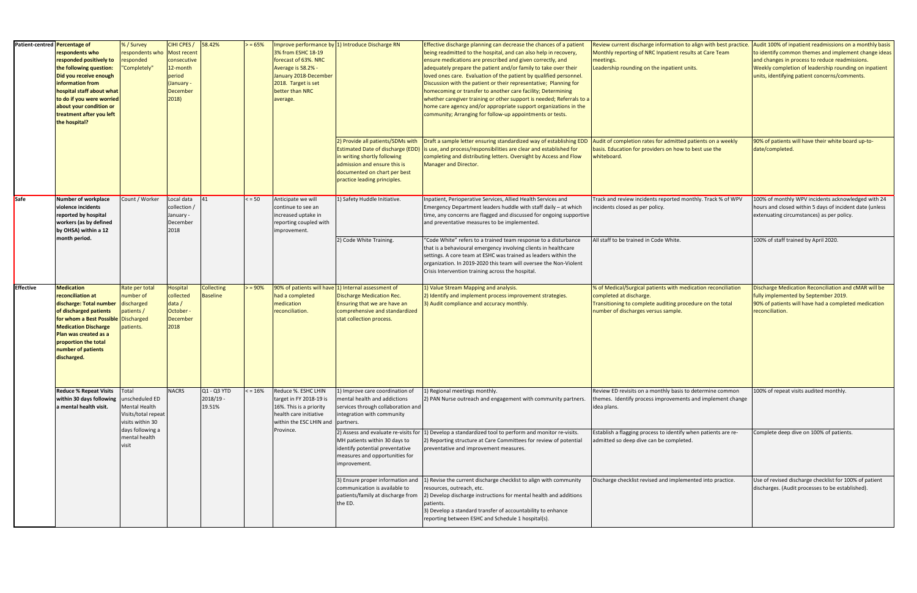| | | | | | | | | | | | |
|---|---|---|---|---|---|---|---|---|---|---|---|
| Patient-centred | **Percentage of respondents who responded positively to the following question: Did you receive enough information from hospital staff about what to do if you were worried about your condition or treatment after you left the hospital?** | % / Survey respondents who responded "Completely" | CIHI CPES / Most recent consecutive 12-month period (January - December 2018) | 58.42% | > = 65% | Improve performance by 3% from ESHC 18-19 forecast of 63%. NRC Average is 58.2% - January 2018-December 2018. Target is set better than NRC average. | 1) Introduce Discharge RN | Effective discharge planning can decrease the chances of a patient being readmitted to the hospital, and can also help in recovery, ensure medications are prescribed and given correctly, and adequately prepare the patient and/or family to take over their loved ones care. Evaluation of the patient by qualified personnel. Discussion with the patient or their representative; Planning for homecoming or transfer to another care facility; Determining whether caregiver training or other support is needed; Referrals to a home care agency and/or appropriate support organizations in the community; Arranging for follow-up appointments or tests. | Review current discharge information to align with best practice. Monthly reporting of NRC Inpatient results at Care Team meetings. Leadership rounding on the inpatient units. | Audit 100% of inpatient readmissions on a monthly basis to identify common themes and implement change ideas and changes in process to reduce readmissions. Weekly completion of leadership rounding on inpatient units, identifying patient concerns/comments. |
| | | | | | | | 2) Provide all patients/SDMs with Estimated Date of discharge (EDD) in writing shortly following admission and ensure this is documented on chart per best practice leading principles. | Draft a sample letter ensuring standardized way of establishing EDD is use, and process/responsibilities are clear and established for completing and distributing letters. Oversight by Access and Flow Manager and Director. | Audit of completion rates for admitted patients on a weekly basis. Education for providers on how to best use the whiteboard. | 90% of patients will have their white board up-to-date/completed. |
| Safe | **Number of workplace violence incidents reported by hospital workers (as by defined by OHSA) within a 12 month period.** | Count / Worker | Local data collection / January - December 2018 | 41 | < = 50 | Anticipate we will continue to see an increased uptake in reporting coupled with improvement. | 1) Safety Huddle Initiative. | Inpatient, Perioperative Services, Allied Health Services and Emergency Department leaders huddle with staff daily – at which time, any concerns are flagged and discussed for ongoing supportive and preventative measures to be implemented. | Track and review incidents reported monthly. Track % of WPV incidents closed as per policy. | 100% of monthly WPV incidents acknowledged with 24 hours and closed within 5 days of incident date (unless extenuating circumstances) as per policy. |
| | | | | | | | 2) Code White Training. | "Code White" refers to a trained team response to a disturbance that is a behavioural emergency involving clients in healthcare settings. A core team at ESHC was trained as leaders within the organization. In 2019-2020 this team will oversee the Non-Violent Crisis Intervention training across the hospital. | All staff to be trained in Code White. | 100% of staff trained by April 2020. |
| Effective | **Medication reconciliation at discharge: Total number of discharged patients for whom a Best Possible Medication Discharge Plan was created as a proportion the total number of patients discharged.** | Rate per total number of discharged patients / Discharged patients. | Hospital collected data / October - December 2018 | Collecting Baseline | > = 90% | 90% of patients will have had a completed medication reconciliation. | 1) Internal assessment of Discharge Medication Rec. Ensuring that we are have an comprehensive and standardized stat collection process. | 1) Value Stream Mapping and analysis.<br>2) Identify and implement process improvement strategies.<br>3) Audit compliance and accuracy monthly. | % of Medical/Surgical patients with medication reconciliation completed at discharge.<br>Transitioning to complete auditing procedure on the total number of discharges versus sample. | Discharge Medication Reconciliation and cMAR will be fully implemented by September 2019.<br>90% of patients will have had a completed medication reconciliation. |
| | **Reduce % Repeat Visits within 30 days following a mental health visit.** | Total unscheduled ED Mental Health Visits/total repeat visits within 30 days following a mental health visit | NACRS | Q1 - Q3 YTD 2018/19 - 19.51% | < = 16% | Reduce %. ESHC LHIN target in FY 2018-19 is 16%. This is a priority health care initiative within the ESC LHIN and Province. | 1) Improve care coordination of mental health and addictions services through collaboration and integration with community partners. | 1) Regional meetings monthly.<br>2) PAN Nurse outreach and engagement with community partners. | Review ED revisits on a monthly basis to determine common themes. Identify process improvements and implement change idea plans. | 100% of repeat visits audited monthly. |
| | | | | | | | 2) Assess and evaluate re-visits for MH patients within 30 days to identify potential preventative measures and opportunities for improvement. | 1) Develop a standardized tool to perform and monitor re-visits.<br>2) Reporting structure at Care Committees for review of potential preventative and improvement measures. | Establish a flagging process to identify when patients are re-admitted so deep dive can be completed. | Complete deep dive on 100% of patients. |
| | | | | | | | 3) Ensure proper information and communication is available to patients/family at discharge from the ED. | 1) Revise the current discharge checklist to align with community resources, outreach, etc.<br>2) Develop discharge instructions for mental health and additions patients.<br>3) Develop a standard transfer of accountability to enhance reporting between ESHC and Schedule 1 hospital(s). | Discharge checklist revised and implemented into practice. | Use of revised discharge checklist for 100% of patient discharges. (Audit processes to be established). |